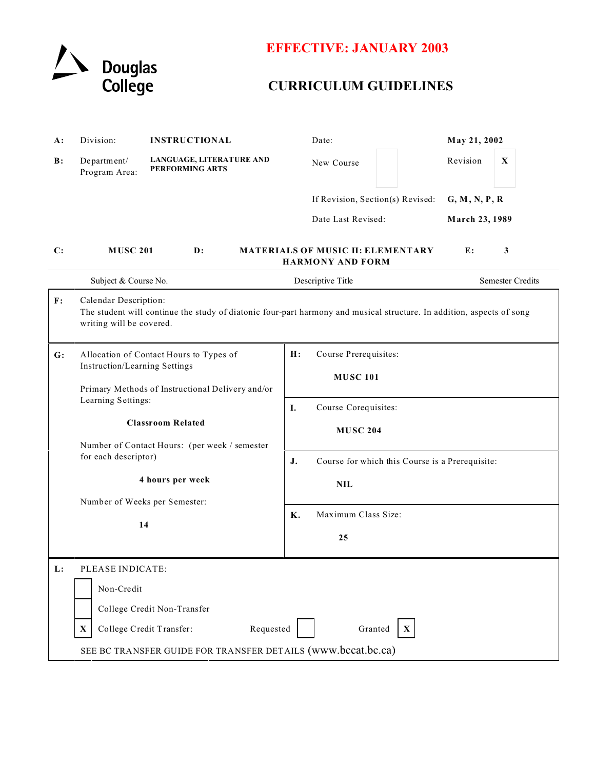Douglas College

**EFFECTIVE: JANUARY 2003**

# CURRICULUM GUIDELINES

| | | | | |
|---|---|---|---|---|
| **A:** | Division: | **INSTRUCTIONAL** | Date: | **May 21, 2002** |
| **B:** | Department/ Program Area: | **LANGUAGE, LITERATURE AND PERFORMING ARTS** | New Course [ ] | Revision [X] |
| | | | If Revision, Section(s) Revised: | **G, M, N, P, R** |
| | | | Date Last Revised: | **March 23, 1989** |

| **C:** | **MUSC 201** | **D:** | **MATERIALS OF MUSIC II: ELEMENTARY HARMONY AND FORM** | **E:** | **3** |
|---|---|---|---|---|---|
| | Subject & Course No. | | Descriptive Title | | Semester Credits |

**F:** Calendar Description:
The student will continue the study of diatonic four-part harmony and musical structure. In addition, aspects of song writing will be covered.

**G:** Allocation of Contact Hours to Types of Instruction/Learning Settings

Primary Methods of Instructional Delivery and/or Learning Settings:

**Classroom Related**

Number of Contact Hours: (per week / semester for each descriptor)

**4 hours per week**

Number of Weeks per Semester:

**14**

**H:** Course Prerequisites:

**MUSC 101**

**I.** Course Corequisites:

**MUSC 204**

**J.** Course for which this Course is a Prerequisite:

**NIL**

**K.** Maximum Class Size:

**25**

**L:** PLEASE INDICATE:

[ ] Non-Credit

[ ] College Credit Non-Transfer

[X] College Credit Transfer: Requested [ ] Granted [X]

SEE BC TRANSFER GUIDE FOR TRANSFER DETAILS (www.bccat.bc.ca)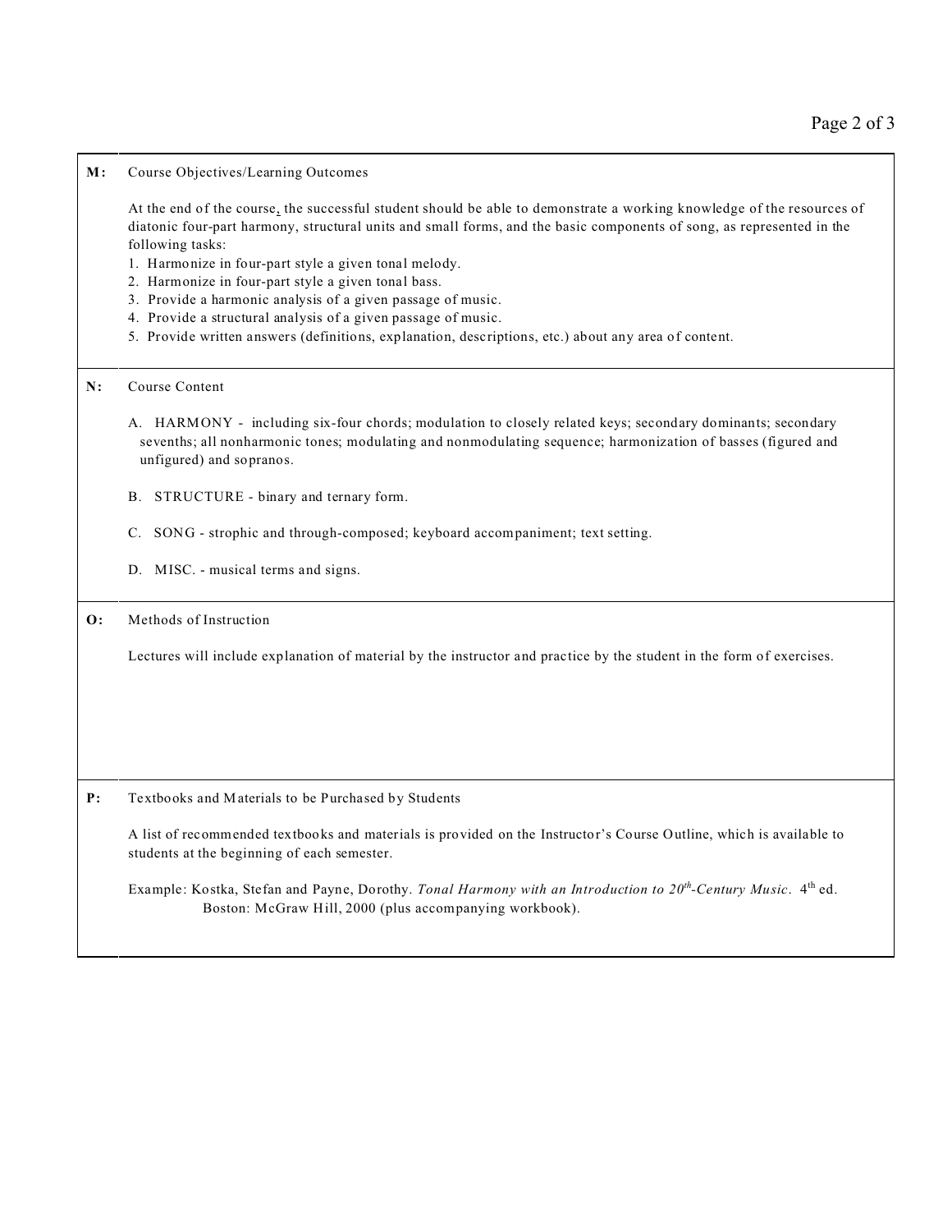**M:** Course Objectives/Learning Outcomes

At the end of the course, the successful student should be able to demonstrate a working knowledge of the resources of diatonic four-part harmony, structural units and small forms, and the basic components of song, as represented in the following tasks:

1. Harmonize in four-part style a given tonal melody.
2. Harmonize in four-part style a given tonal bass.
3. Provide a harmonic analysis of a given passage of music.
4. Provide a structural analysis of a given passage of music.
5. Provide written answers (definitions, explanation, descriptions, etc.) about any area of content.

**N:** Course Content

A. HARMONY - including six-four chords; modulation to closely related keys; secondary dominants; secondary sevenths; all nonharmonic tones; modulating and nonmodulating sequence; harmonization of basses (figured and unfigured) and sopranos.

B. STRUCTURE - binary and ternary form.

C. SONG - strophic and through-composed; keyboard accompaniment; text setting.

D. MISC. - musical terms and signs.

**O:** Methods of Instruction

Lectures will include explanation of material by the instructor and practice by the student in the form of exercises.

**P:** Textbooks and Materials to be Purchased by Students

A list of recommended textbooks and materials is provided on the Instructor's Course Outline, which is available to students at the beginning of each semester.

Example: Kostka, Stefan and Payne, Dorothy. *Tonal Harmony with an Introduction to 20th-Century Music*. 4th ed. Boston: McGraw Hill, 2000 (plus accompanying workbook).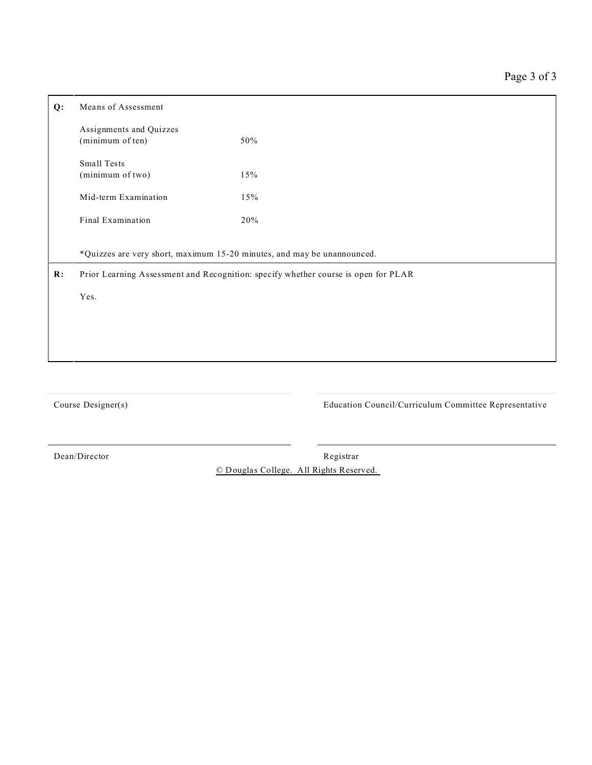**Q:** Means of Assessment

| | |
|---|---|
| Assignments and Quizzes (minimum of ten) | 50% |
| Small Tests (minimum of two) | 15% |
| Mid-term Examination | 15% |
| Final Examination | 20% |

*Quizzes are very short, maximum 15-20 minutes, and may be unannounced.

**R:** Prior Learning Assessment and Recognition: specify whether course is open for PLAR

Yes.

Course Designer(s)

Education Council/Curriculum Committee Representative

Dean/Director

Registrar

© Douglas College. All Rights Reserved.